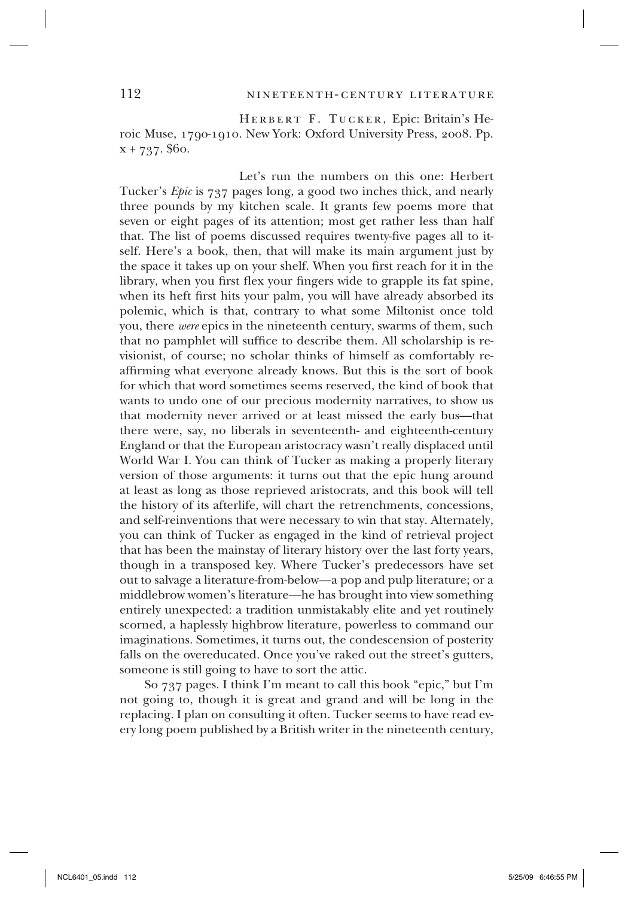HERBERT F. TUCKER, Epic: Britain's Heroic Muse, 1790-1910. New York: Oxford University Press, 2008. Pp. x + 737. $60.

Let's run the numbers on this one: Herbert Tucker's *Epic* is 737 pages long, a good two inches thick, and nearly three pounds by my kitchen scale. It grants few poems more that seven or eight pages of its attention; most get rather less than half that. The list of poems discussed requires twenty-five pages all to itself. Here's a book, then, that will make its main argument just by the space it takes up on your shelf. When you first reach for it in the library, when you first flex your fingers wide to grapple its fat spine, when its heft first hits your palm, you will have already absorbed its polemic, which is that, contrary to what some Miltonist once told you, there *were* epics in the nineteenth century, swarms of them, such that no pamphlet will suffice to describe them. All scholarship is revisionist, of course; no scholar thinks of himself as comfortably reaffirming what everyone already knows. But this is the sort of book for which that word sometimes seems reserved, the kind of book that wants to undo one of our precious modernity narratives, to show us that modernity never arrived or at least missed the early bus—that there were, say, no liberals in seventeenth- and eighteenth-century England or that the European aristocracy wasn't really displaced until World War I. You can think of Tucker as making a properly literary version of those arguments: it turns out that the epic hung around at least as long as those reprieved aristocrats, and this book will tell the history of its afterlife, will chart the retrenchments, concessions, and self-reinventions that were necessary to win that stay. Alternately, you can think of Tucker as engaged in the kind of retrieval project that has been the mainstay of literary history over the last forty years, though in a transposed key. Where Tucker's predecessors have set out to salvage a literature-from-below—a pop and pulp literature; or a middlebrow women's literature—he has brought into view something entirely unexpected: a tradition unmistakably elite and yet routinely scorned, a haplessly highbrow literature, powerless to command our imaginations. Sometimes, it turns out, the condescension of posterity falls on the overeducated. Once you've raked out the street's gutters, someone is still going to have to sort the attic.

So 737 pages. I think I'm meant to call this book "epic," but I'm not going to, though it is great and grand and will be long in the replacing. I plan on consulting it often. Tucker seems to have read every long poem published by a British writer in the nineteenth century,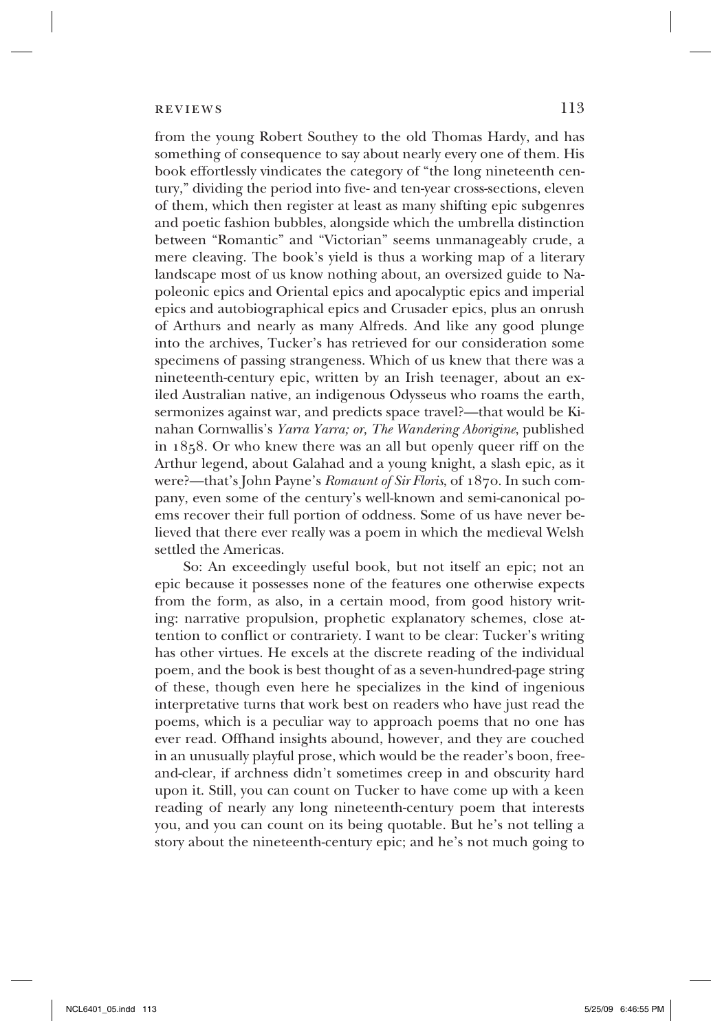from the young Robert Southey to the old Thomas Hardy, and has something of consequence to say about nearly every one of them. His book effortlessly vindicates the category of "the long nineteenth century," dividing the period into five- and ten-year cross-sections, eleven of them, which then register at least as many shifting epic subgenres and poetic fashion bubbles, alongside which the umbrella distinction between "Romantic" and "Victorian" seems unmanageably crude, a mere cleaving. The book's yield is thus a working map of a literary landscape most of us know nothing about, an oversized guide to Napoleonic epics and Oriental epics and apocalyptic epics and imperial epics and autobiographical epics and Crusader epics, plus an onrush of Arthurs and nearly as many Alfreds. And like any good plunge into the archives, Tucker's has retrieved for our consideration some specimens of passing strangeness. Which of us knew that there was a nineteenth-century epic, written by an Irish teenager, about an exiled Australian native, an indigenous Odysseus who roams the earth, sermonizes against war, and predicts space travel?—that would be Kinahan Cornwallis's *Yarra Yarra; or, The Wandering Aborigine*, published in 1858. Or who knew there was an all but openly queer riff on the Arthur legend, about Galahad and a young knight, a slash epic, as it were?—that's John Payne's *Romaunt of Sir Floris*, of 1870. In such company, even some of the century's well-known and semi-canonical poems recover their full portion of oddness. Some of us have never believed that there ever really was a poem in which the medieval Welsh settled the Americas.

So: An exceedingly useful book, but not itself an epic; not an epic because it possesses none of the features one otherwise expects from the form, as also, in a certain mood, from good history writing: narrative propulsion, prophetic explanatory schemes, close attention to conflict or contrariety. I want to be clear: Tucker's writing has other virtues. He excels at the discrete reading of the individual poem, and the book is best thought of as a seven-hundred-page string of these, though even here he specializes in the kind of ingenious interpretative turns that work best on readers who have just read the poems, which is a peculiar way to approach poems that no one has ever read. Offhand insights abound, however, and they are couched in an unusually playful prose, which would be the reader's boon, free-and-clear, if archness didn't sometimes creep in and obscurity hard upon it. Still, you can count on Tucker to have come up with a keen reading of nearly any long nineteenth-century poem that interests you, and you can count on its being quotable. But he's not telling a story about the nineteenth-century epic; and he's not much going to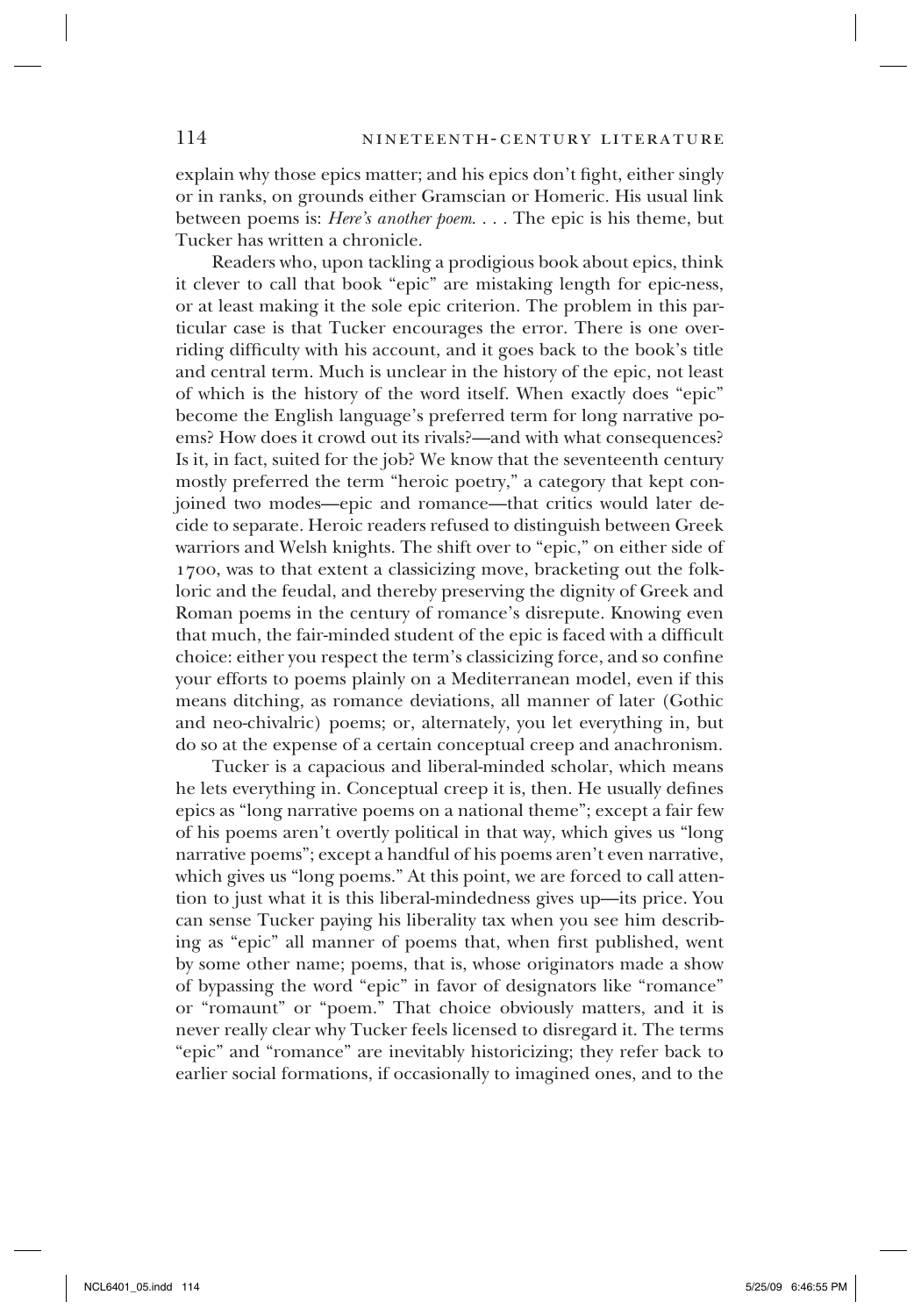explain why those epics matter; and his epics don't fight, either singly or in ranks, on grounds either Gramscian or Homeric. His usual link between poems is: *Here's another poem*. . . . The epic is his theme, but Tucker has written a chronicle.

Readers who, upon tackling a prodigious book about epics, think it clever to call that book "epic" are mistaking length for epic-ness, or at least making it the sole epic criterion. The problem in this particular case is that Tucker encourages the error. There is one overriding difficulty with his account, and it goes back to the book's title and central term. Much is unclear in the history of the epic, not least of which is the history of the word itself. When exactly does "epic" become the English language's preferred term for long narrative poems? How does it crowd out its rivals?—and with what consequences? Is it, in fact, suited for the job? We know that the seventeenth century mostly preferred the term "heroic poetry," a category that kept conjoined two modes—epic and romance—that critics would later decide to separate. Heroic readers refused to distinguish between Greek warriors and Welsh knights. The shift over to "epic," on either side of 1700, was to that extent a classicizing move, bracketing out the folkloric and the feudal, and thereby preserving the dignity of Greek and Roman poems in the century of romance's disrepute. Knowing even that much, the fair-minded student of the epic is faced with a difficult choice: either you respect the term's classicizing force, and so confine your efforts to poems plainly on a Mediterranean model, even if this means ditching, as romance deviations, all manner of later (Gothic and neo-chivalric) poems; or, alternately, you let everything in, but do so at the expense of a certain conceptual creep and anachronism.

Tucker is a capacious and liberal-minded scholar, which means he lets everything in. Conceptual creep it is, then. He usually defines epics as "long narrative poems on a national theme"; except a fair few of his poems aren't overtly political in that way, which gives us "long narrative poems"; except a handful of his poems aren't even narrative, which gives us "long poems." At this point, we are forced to call attention to just what it is this liberal-mindedness gives up—its price. You can sense Tucker paying his liberality tax when you see him describing as "epic" all manner of poems that, when first published, went by some other name; poems, that is, whose originators made a show of bypassing the word "epic" in favor of designators like "romance" or "romaunt" or "poem." That choice obviously matters, and it is never really clear why Tucker feels licensed to disregard it. The terms "epic" and "romance" are inevitably historicizing; they refer back to earlier social formations, if occasionally to imagined ones, and to the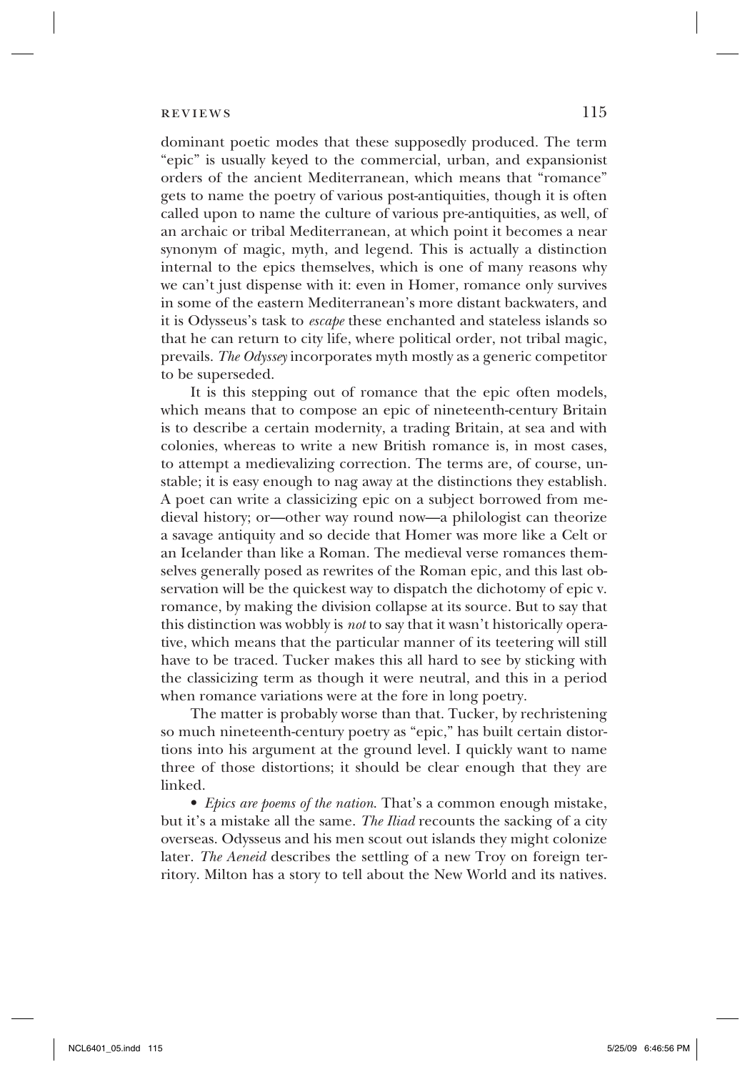dominant poetic modes that these supposedly produced. The term "epic" is usually keyed to the commercial, urban, and expansionist orders of the ancient Mediterranean, which means that "romance" gets to name the poetry of various post-antiquities, though it is often called upon to name the culture of various pre-antiquities, as well, of an archaic or tribal Mediterranean, at which point it becomes a near synonym of magic, myth, and legend. This is actually a distinction internal to the epics themselves, which is one of many reasons why we can't just dispense with it: even in Homer, romance only survives in some of the eastern Mediterranean's more distant backwaters, and it is Odysseus's task to *escape* these enchanted and stateless islands so that he can return to city life, where political order, not tribal magic, prevails. *The Odyssey* incorporates myth mostly as a generic competitor to be superseded.

It is this stepping out of romance that the epic often models, which means that to compose an epic of nineteenth-century Britain is to describe a certain modernity, a trading Britain, at sea and with colonies, whereas to write a new British romance is, in most cases, to attempt a medievalizing correction. The terms are, of course, unstable; it is easy enough to nag away at the distinctions they establish. A poet can write a classicizing epic on a subject borrowed from medieval history; or—other way round now—a philologist can theorize a savage antiquity and so decide that Homer was more like a Celt or an Icelander than like a Roman. The medieval verse romances themselves generally posed as rewrites of the Roman epic, and this last observation will be the quickest way to dispatch the dichotomy of epic v. romance, by making the division collapse at its source. But to say that this distinction was wobbly is *not* to say that it wasn't historically operative, which means that the particular manner of its teetering will still have to be traced. Tucker makes this all hard to see by sticking with the classicizing term as though it were neutral, and this in a period when romance variations were at the fore in long poetry.

The matter is probably worse than that. Tucker, by rechristening so much nineteenth-century poetry as "epic," has built certain distortions into his argument at the ground level. I quickly want to name three of those distortions; it should be clear enough that they are linked.

- *Epics are poems of the nation.* That's a common enough mistake, but it's a mistake all the same. *The Iliad* recounts the sacking of a city overseas. Odysseus and his men scout out islands they might colonize later. *The Aeneid* describes the settling of a new Troy on foreign territory. Milton has a story to tell about the New World and its natives.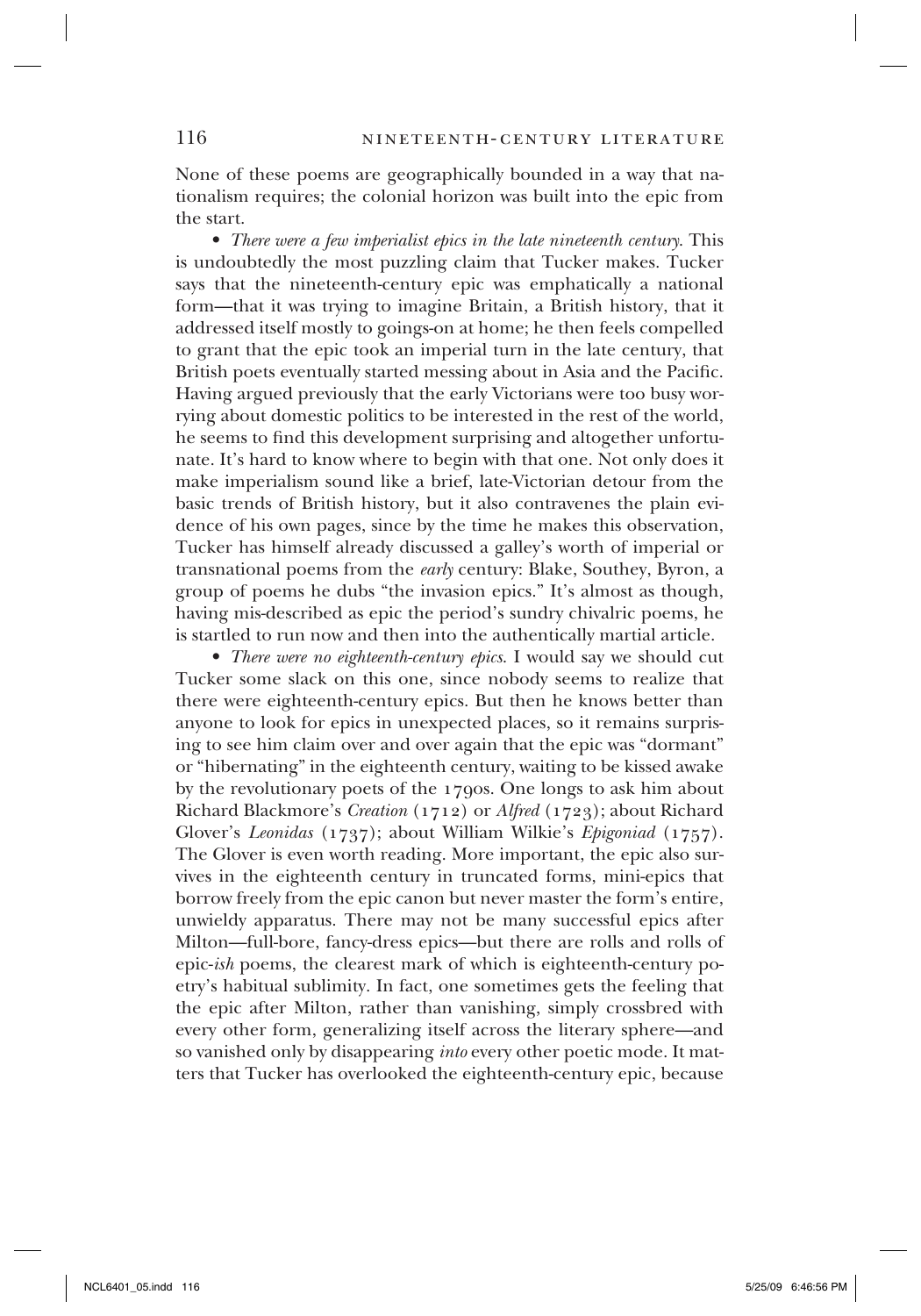None of these poems are geographically bounded in a way that nationalism requires; the colonial horizon was built into the epic from the start.

• *There were a few imperialist epics in the late nineteenth century.* This is undoubtedly the most puzzling claim that Tucker makes. Tucker says that the nineteenth-century epic was emphatically a national form—that it was trying to imagine Britain, a British history, that it addressed itself mostly to goings-on at home; he then feels compelled to grant that the epic took an imperial turn in the late century, that British poets eventually started messing about in Asia and the Pacific. Having argued previously that the early Victorians were too busy worrying about domestic politics to be interested in the rest of the world, he seems to find this development surprising and altogether unfortunate. It's hard to know where to begin with that one. Not only does it make imperialism sound like a brief, late-Victorian detour from the basic trends of British history, but it also contravenes the plain evidence of his own pages, since by the time he makes this observation, Tucker has himself already discussed a galley's worth of imperial or transnational poems from the *early* century: Blake, Southey, Byron, a group of poems he dubs "the invasion epics." It's almost as though, having mis-described as epic the period's sundry chivalric poems, he is startled to run now and then into the authentically martial article.

• *There were no eighteenth-century epics.* I would say we should cut Tucker some slack on this one, since nobody seems to realize that there were eighteenth-century epics. But then he knows better than anyone to look for epics in unexpected places, so it remains surprising to see him claim over and over again that the epic was "dormant" or "hibernating" in the eighteenth century, waiting to be kissed awake by the revolutionary poets of the 1790s. One longs to ask him about Richard Blackmore's *Creation* (1712) or *Alfred* (1723); about Richard Glover's *Leonidas* (1737); about William Wilkie's *Epigoniad* (1757). The Glover is even worth reading. More important, the epic also survives in the eighteenth century in truncated forms, mini-epics that borrow freely from the epic canon but never master the form's entire, unwieldy apparatus. There may not be many successful epics after Milton—full-bore, fancy-dress epics—but there are rolls and rolls of epic-*ish* poems, the clearest mark of which is eighteenth-century poetry's habitual sublimity. In fact, one sometimes gets the feeling that the epic after Milton, rather than vanishing, simply crossbred with every other form, generalizing itself across the literary sphere—and so vanished only by disappearing *into* every other poetic mode. It matters that Tucker has overlooked the eighteenth-century epic, because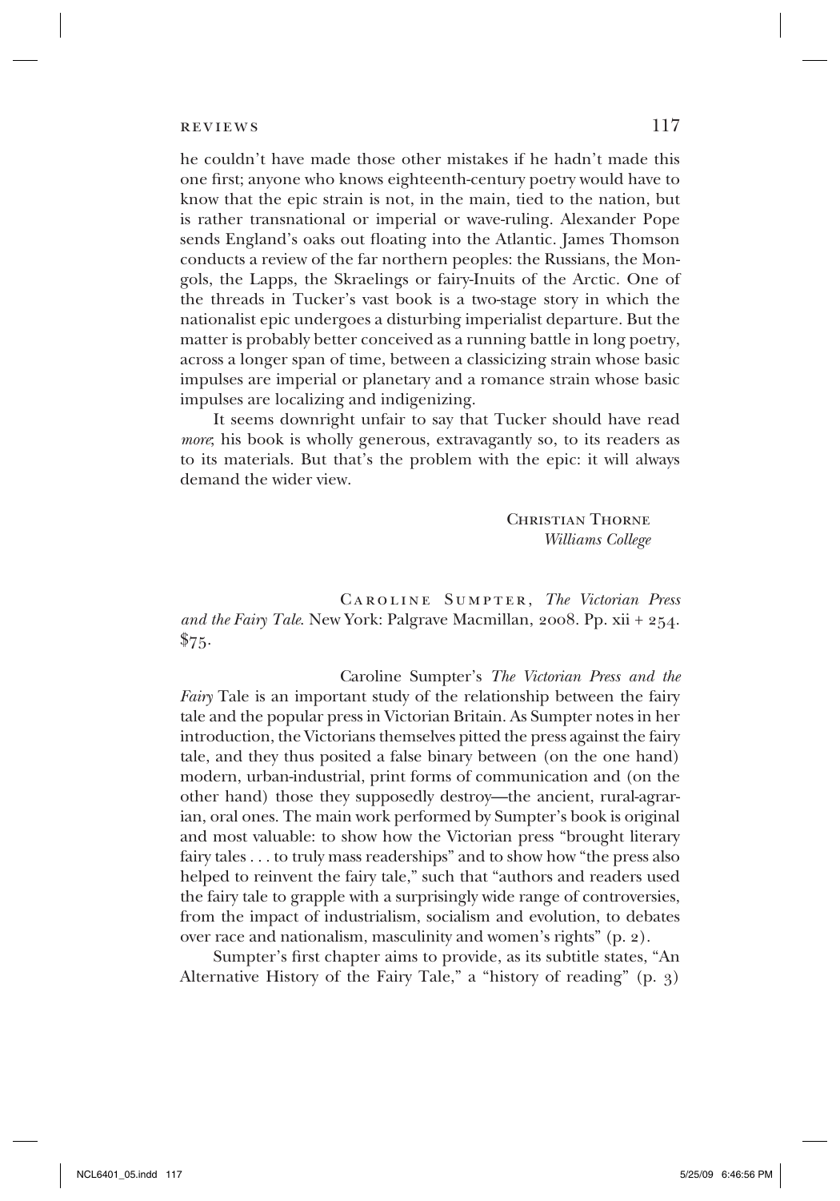he couldn't have made those other mistakes if he hadn't made this one first; anyone who knows eighteenth-century poetry would have to know that the epic strain is not, in the main, tied to the nation, but is rather transnational or imperial or wave-ruling. Alexander Pope sends England's oaks out floating into the Atlantic. James Thomson conducts a review of the far northern peoples: the Russians, the Mongols, the Lapps, the Skraelings or fairy-Inuits of the Arctic. One of the threads in Tucker's vast book is a two-stage story in which the nationalist epic undergoes a disturbing imperialist departure. But the matter is probably better conceived as a running battle in long poetry, across a longer span of time, between a classicizing strain whose basic impulses are imperial or planetary and a romance strain whose basic impulses are localizing and indigenizing.

It seems downright unfair to say that Tucker should have read *more*; his book is wholly generous, extravagantly so, to its readers as to its materials. But that's the problem with the epic: it will always demand the wider view.

Christian Thorne
*Williams College*

Caroline Sumpter, *The Victorian Press and the Fairy Tale*. New York: Palgrave Macmillan, 2008. Pp. xii + 254. $75.

Caroline Sumpter's *The Victorian Press and the Fairy* Tale is an important study of the relationship between the fairy tale and the popular press in Victorian Britain. As Sumpter notes in her introduction, the Victorians themselves pitted the press against the fairy tale, and they thus posited a false binary between (on the one hand) modern, urban-industrial, print forms of communication and (on the other hand) those they supposedly destroy—the ancient, rural-agrarian, oral ones. The main work performed by Sumpter's book is original and most valuable: to show how the Victorian press "brought literary fairy tales . . . to truly mass readerships" and to show how "the press also helped to reinvent the fairy tale," such that "authors and readers used the fairy tale to grapple with a surprisingly wide range of controversies, from the impact of industrialism, socialism and evolution, to debates over race and nationalism, masculinity and women's rights" (p. 2).

Sumpter's first chapter aims to provide, as its subtitle states, "An Alternative History of the Fairy Tale," a "history of reading" (p. 3)